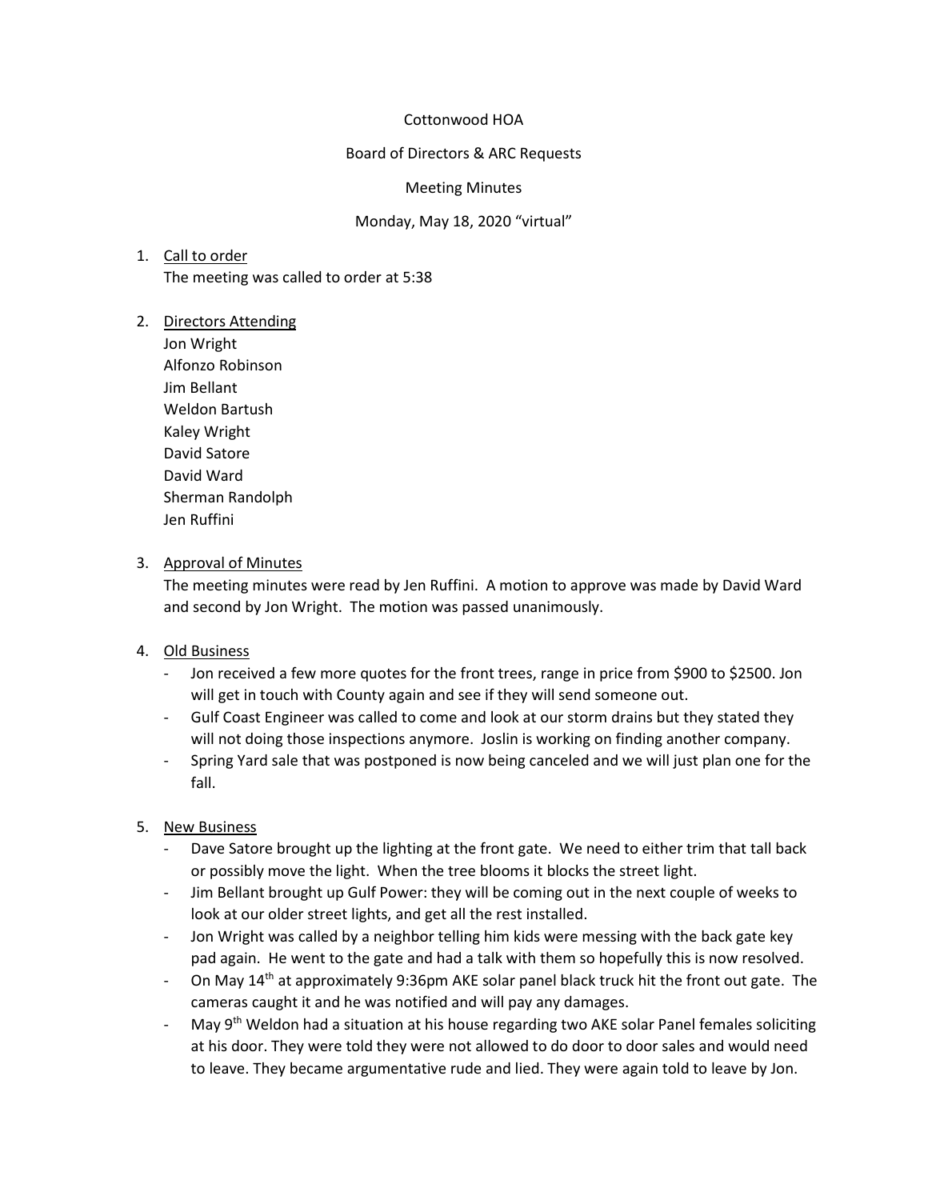Cottonwood HOA

Board of Directors & ARC Requests

Meeting Minutes

Monday, May 18, 2020 "virtual"

1. Call to order
   The meeting was called to order at 5:38

2. Directors Attending
   Jon Wright
   Alfonzo Robinson
   Jim Bellant
   Weldon Bartush
   Kaley Wright
   David Satore
   David Ward
   Sherman Randolph
   Jen Ruffini

3. Approval of Minutes
   The meeting minutes were read by Jen Ruffini. A motion to approve was made by David Ward and second by Jon Wright. The motion was passed unanimously.

4. Old Business
   - Jon received a few more quotes for the front trees, range in price from $900 to $2500. Jon will get in touch with County again and see if they will send someone out.
   - Gulf Coast Engineer was called to come and look at our storm drains but they stated they will not doing those inspections anymore. Joslin is working on finding another company.
   - Spring Yard sale that was postponed is now being canceled and we will just plan one for the fall.

5. New Business
   - Dave Satore brought up the lighting at the front gate. We need to either trim that tall back or possibly move the light. When the tree blooms it blocks the street light.
   - Jim Bellant brought up Gulf Power: they will be coming out in the next couple of weeks to look at our older street lights, and get all the rest installed.
   - Jon Wright was called by a neighbor telling him kids were messing with the back gate key pad again. He went to the gate and had a talk with them so hopefully this is now resolved.
   - On May 14th at approximately 9:36pm AKE solar panel black truck hit the front out gate. The cameras caught it and he was notified and will pay any damages.
   - May 9th Weldon had a situation at his house regarding two AKE solar Panel females soliciting at his door. They were told they were not allowed to do door to door sales and would need to leave. They became argumentative rude and lied. They were again told to leave by Jon.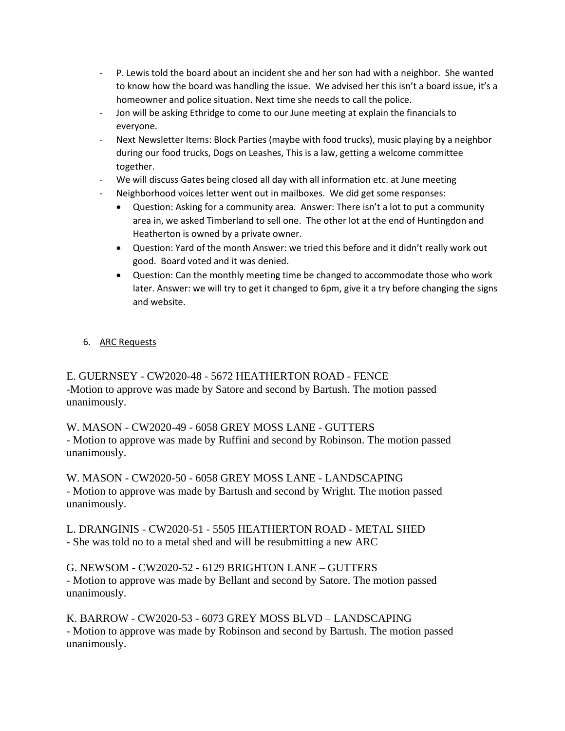- P. Lewis told the board about an incident she and her son had with a neighbor. She wanted to know how the board was handling the issue. We advised her this isn't a board issue, it's a homeowner and police situation. Next time she needs to call the police.
- Jon will be asking Ethridge to come to our June meeting at explain the financials to everyone.
- Next Newsletter Items: Block Parties (maybe with food trucks), music playing by a neighbor during our food trucks, Dogs on Leashes, This is a law, getting a welcome committee together.
- We will discuss Gates being closed all day with all information etc. at June meeting
- Neighborhood voices letter went out in mailboxes. We did get some responses:
  - Question: Asking for a community area. Answer: There isn't a lot to put a community area in, we asked Timberland to sell one. The other lot at the end of Huntingdon and Heatherton is owned by a private owner.
  - Question: Yard of the month Answer: we tried this before and it didn't really work out good. Board voted and it was denied.
  - Question: Can the monthly meeting time be changed to accommodate those who work later. Answer: we will try to get it changed to 6pm, give it a try before changing the signs and website.

6. <u>ARC Requests</u>

E. GUERNSEY - CW2020-48 - 5672 HEATHERTON ROAD - FENCE
-Motion to approve was made by Satore and second by Bartush. The motion passed unanimously.

W. MASON - CW2020-49 - 6058 GREY MOSS LANE - GUTTERS
- Motion to approve was made by Ruffini and second by Robinson. The motion passed unanimously.

W. MASON - CW2020-50 - 6058 GREY MOSS LANE - LANDSCAPING
- Motion to approve was made by Bartush and second by Wright. The motion passed unanimously.

L. DRANGINIS - CW2020-51 - 5505 HEATHERTON ROAD - METAL SHED
- She was told no to a metal shed and will be resubmitting a new ARC

G. NEWSOM - CW2020-52 - 6129 BRIGHTON LANE – GUTTERS
- Motion to approve was made by Bellant and second by Satore. The motion passed unanimously.

K. BARROW - CW2020-53 - 6073 GREY MOSS BLVD – LANDSCAPING
- Motion to approve was made by Robinson and second by Bartush. The motion passed unanimously.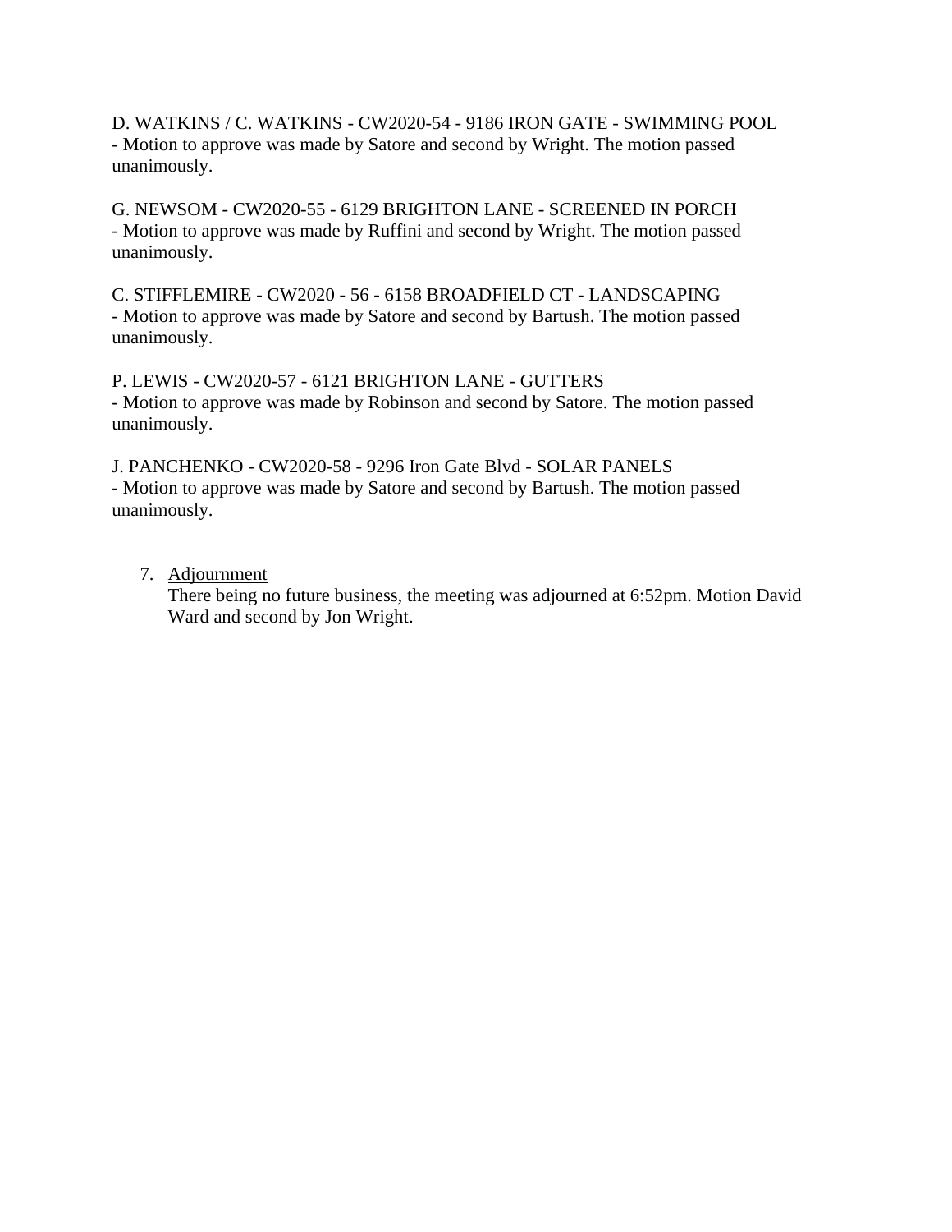D. WATKINS / C. WATKINS - CW2020-54 - 9186 IRON GATE - SWIMMING POOL
- Motion to approve was made by Satore and second by Wright. The motion passed unanimously.

G. NEWSOM - CW2020-55 - 6129 BRIGHTON LANE - SCREENED IN PORCH
- Motion to approve was made by Ruffini and second by Wright. The motion passed unanimously.

C. STIFFLEMIRE - CW2020 - 56 - 6158 BROADFIELD CT - LANDSCAPING
- Motion to approve was made by Satore and second by Bartush. The motion passed unanimously.

P. LEWIS - CW2020-57 - 6121 BRIGHTON LANE - GUTTERS
- Motion to approve was made by Robinson and second by Satore. The motion passed unanimously.

J. PANCHENKO - CW2020-58 - 9296 Iron Gate Blvd - SOLAR PANELS
- Motion to approve was made by Satore and second by Bartush. The motion passed unanimously.

7. Adjournment
   There being no future business, the meeting was adjourned at 6:52pm. Motion David Ward and second by Jon Wright.